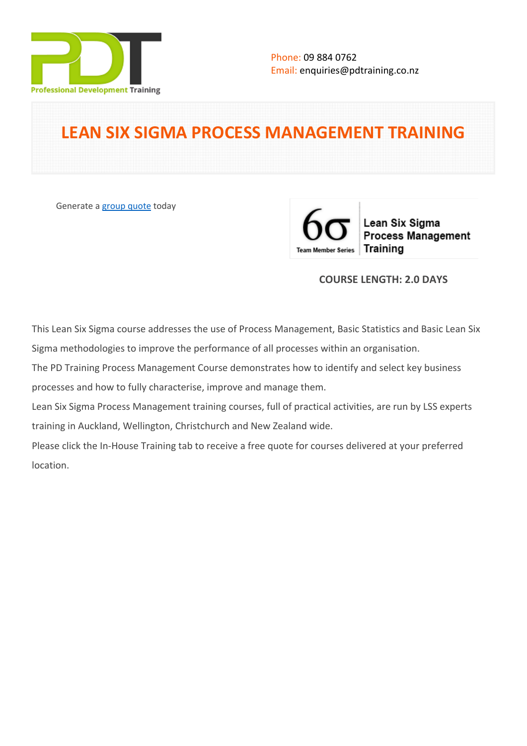Professional Development Training

Phone: 09 884 0762
Email: enquiries@pdtraining.co.nz

# LEAN SIX SIGMA PROCESS MANAGEMENT TRAINING

Generate a [group quote](#) today

6σ Team Member Series — Lean Six Sigma Process Management Training

**COURSE LENGTH: 2.0 DAYS**

This Lean Six Sigma course addresses the use of Process Management, Basic Statistics and Basic Lean Six Sigma methodologies to improve the performance of all processes within an organisation.
The PD Training Process Management Course demonstrates how to identify and select key business processes and how to fully characterise, improve and manage them.
Lean Six Sigma Process Management training courses, full of practical activities, are run by LSS experts training in Auckland, Wellington, Christchurch and New Zealand wide.
Please click the In-House Training tab to receive a free quote for courses delivered at your preferred location.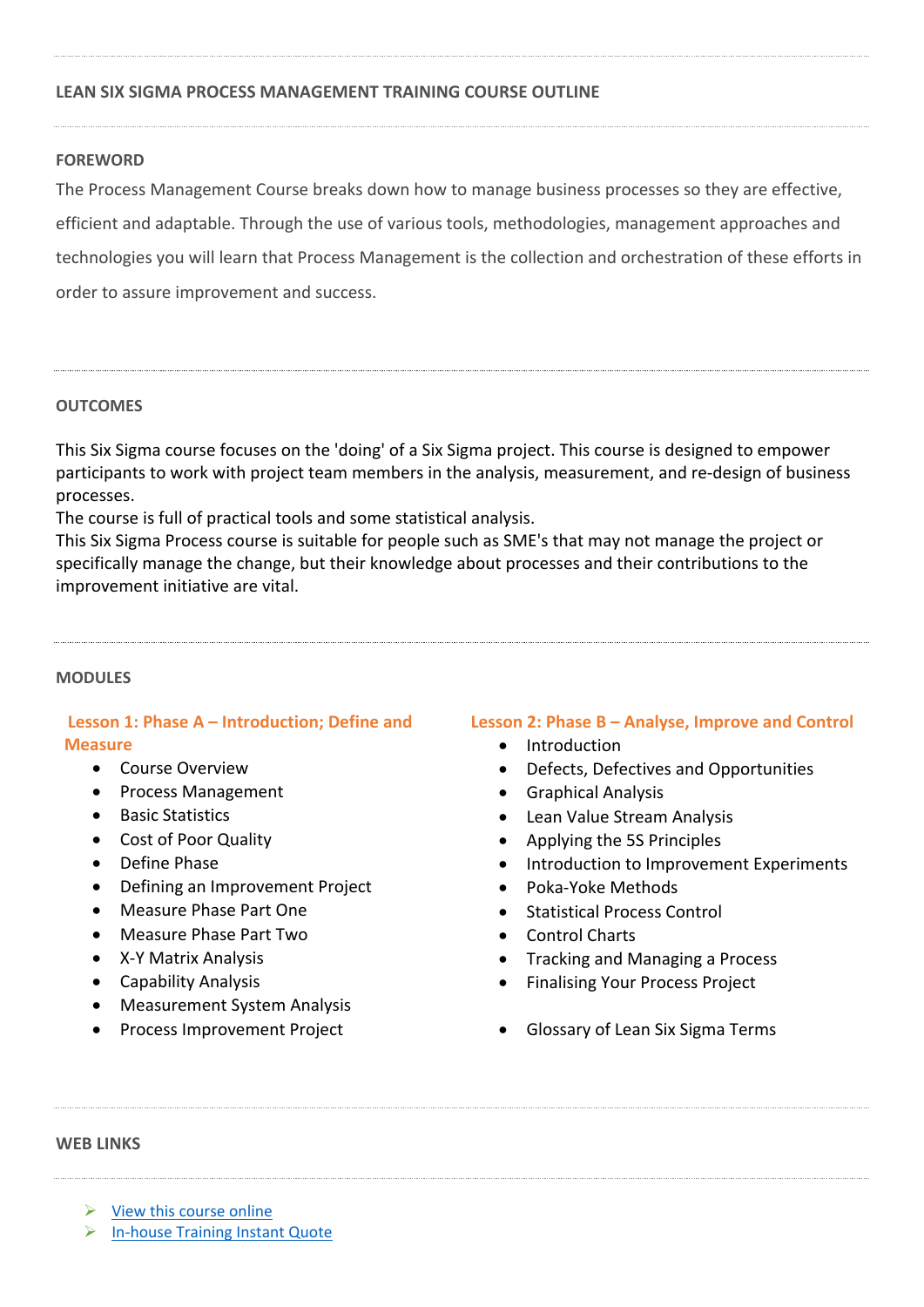## LEAN SIX SIGMA PROCESS MANAGEMENT TRAINING COURSE OUTLINE

### FOREWORD

The Process Management Course breaks down how to manage business processes so they are effective, efficient and adaptable. Through the use of various tools, methodologies, management approaches and technologies you will learn that Process Management is the collection and orchestration of these efforts in order to assure improvement and success.

### OUTCOMES

This Six Sigma course focuses on the 'doing' of a Six Sigma project. This course is designed to empower participants to work with project team members in the analysis, measurement, and re-design of business processes.
The course is full of practical tools and some statistical analysis.
This Six Sigma Process course is suitable for people such as SME's that may not manage the project or specifically manage the change, but their knowledge about processes and their contributions to the improvement initiative are vital.

### MODULES

#### Lesson 1: Phase A – Introduction; Define and Measure

- Course Overview
- Process Management
- Basic Statistics
- Cost of Poor Quality
- Define Phase
- Defining an Improvement Project
- Measure Phase Part One
- Measure Phase Part Two
- X-Y Matrix Analysis
- Capability Analysis
- Measurement System Analysis
- Process Improvement Project

#### Lesson 2: Phase B – Analyse, Improve and Control

- Introduction
- Defects, Defectives and Opportunities
- Graphical Analysis
- Lean Value Stream Analysis
- Applying the 5S Principles
- Introduction to Improvement Experiments
- Poka-Yoke Methods
- Statistical Process Control
- Control Charts
- Tracking and Managing a Process
- Finalising Your Process Project

- Glossary of Lean Six Sigma Terms

### WEB LINKS

- View this course online
- In-house Training Instant Quote